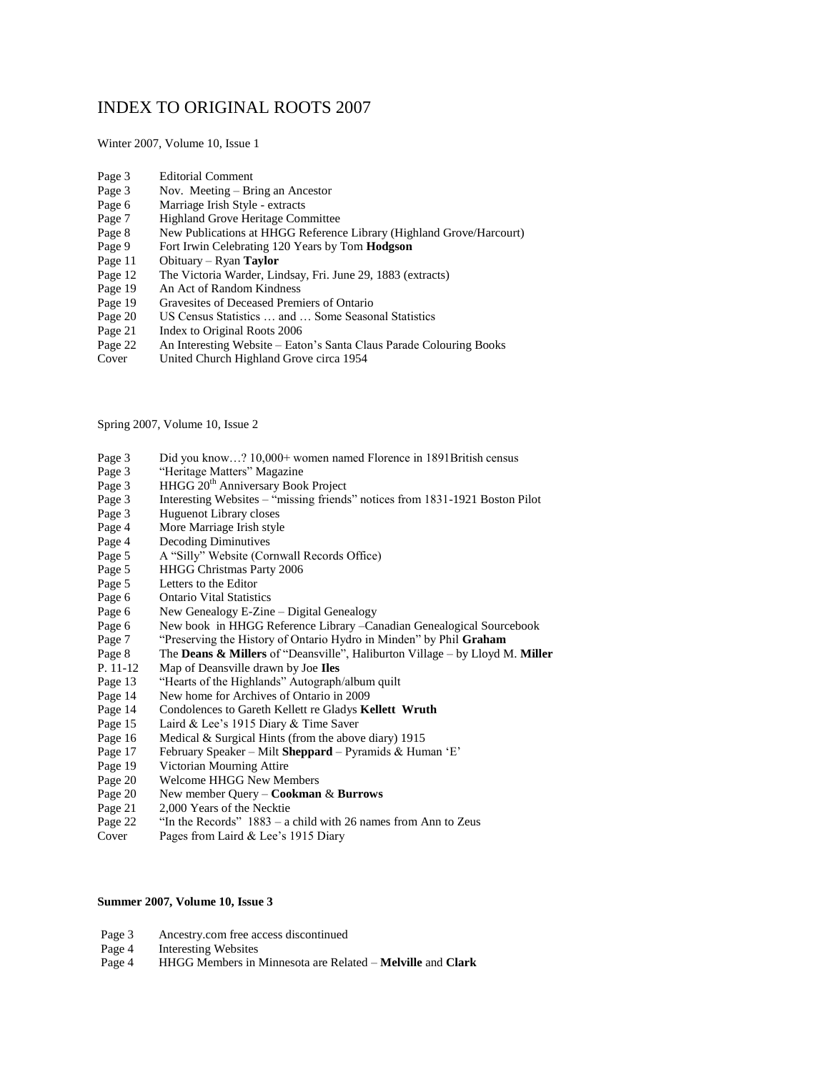# INDEX TO ORIGINAL ROOTS 2007

Winter 2007, Volume 10, Issue 1

| | |
|---|---|
| Page 3 | Editorial Comment |
| Page 3 | Nov. Meeting – Bring an Ancestor |
| Page 6 | Marriage Irish Style - extracts |
| Page 7 | Highland Grove Heritage Committee |
| Page 8 | New Publications at HHGG Reference Library (Highland Grove/Harcourt) |
| Page 9 | Fort Irwin Celebrating 120 Years by Tom **Hodgson** |
| Page 11 | Obituary – Ryan **Taylor** |
| Page 12 | The Victoria Warder, Lindsay, Fri. June 29, 1883 (extracts) |
| Page 19 | An Act of Random Kindness |
| Page 19 | Gravesites of Deceased Premiers of Ontario |
| Page 20 | US Census Statistics … and … Some Seasonal Statistics |
| Page 21 | Index to Original Roots 2006 |
| Page 22 | An Interesting Website – Eaton's Santa Claus Parade Colouring Books |
| Cover | United Church Highland Grove circa 1954 |

Spring 2007, Volume 10, Issue 2

| | |
|---|---|
| Page 3 | Did you know…? 10,000+ women named Florence in 1891British census |
| Page 3 | "Heritage Matters" Magazine |
| Page 3 | HHGG 20th Anniversary Book Project |
| Page 3 | Interesting Websites – "missing friends" notices from 1831-1921 Boston Pilot |
| Page 3 | Huguenot Library closes |
| Page 4 | More Marriage Irish style |
| Page 4 | Decoding Diminutives |
| Page 5 | A "Silly" Website (Cornwall Records Office) |
| Page 5 | HHGG Christmas Party 2006 |
| Page 5 | Letters to the Editor |
| Page 6 | Ontario Vital Statistics |
| Page 6 | New Genealogy E-Zine – Digital Genealogy |
| Page 6 | New book in HHGG Reference Library –Canadian Genealogical Sourcebook |
| Page 7 | "Preserving the History of Ontario Hydro in Minden" by Phil **Graham** |
| Page 8 | The **Deans & Millers** of "Deansville", Haliburton Village – by Lloyd M. **Miller** |
| P. 11-12 | Map of Deansville drawn by Joe **Iles** |
| Page 13 | "Hearts of the Highlands" Autograph/album quilt |
| Page 14 | New home for Archives of Ontario in 2009 |
| Page 14 | Condolences to Gareth Kellett re Gladys **Kellett Wruth** |
| Page 15 | Laird & Lee's 1915 Diary & Time Saver |
| Page 16 | Medical & Surgical Hints (from the above diary) 1915 |
| Page 17 | February Speaker – Milt **Sheppard** – Pyramids & Human 'E' |
| Page 19 | Victorian Mourning Attire |
| Page 20 | Welcome HHGG New Members |
| Page 20 | New member Query – **Cookman** & **Burrows** |
| Page 21 | 2,000 Years of the Necktie |
| Page 22 | "In the Records" 1883 – a child with 26 names from Ann to Zeus |
| Cover | Pages from Laird & Lee's 1915 Diary |

**Summer 2007, Volume 10, Issue 3**

| | |
|---|---|
| Page 3 | Ancestry.com free access discontinued |
| Page 4 | Interesting Websites |
| Page 4 | HHGG Members in Minnesota are Related – **Melville** and **Clark** |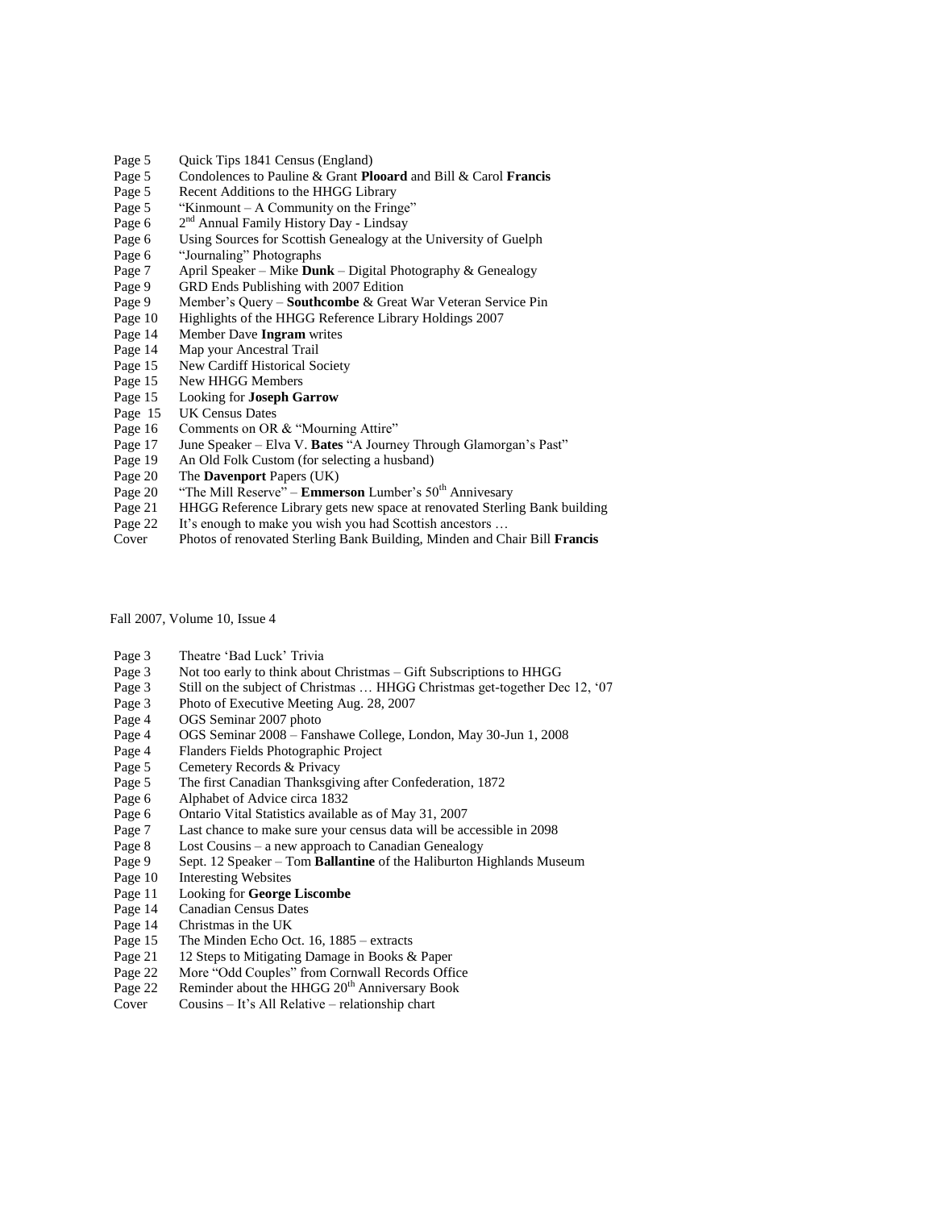| | |
|---|---|
| Page 5 | Quick Tips 1841 Census (England) |
| Page 5 | Condolences to Pauline & Grant **Plooard** and Bill & Carol **Francis** |
| Page 5 | Recent Additions to the HHGG Library |
| Page 5 | "Kinmount – A Community on the Fringe" |
| Page 6 | 2nd Annual Family History Day - Lindsay |
| Page 6 | Using Sources for Scottish Genealogy at the University of Guelph |
| Page 6 | "Journaling" Photographs |
| Page 7 | April Speaker – Mike **Dunk** – Digital Photography & Genealogy |
| Page 9 | GRD Ends Publishing with 2007 Edition |
| Page 9 | Member's Query – **Southcombe** & Great War Veteran Service Pin |
| Page 10 | Highlights of the HHGG Reference Library Holdings 2007 |
| Page 14 | Member Dave **Ingram** writes |
| Page 14 | Map your Ancestral Trail |
| Page 15 | New Cardiff Historical Society |
| Page 15 | New HHGG Members |
| Page 15 | Looking for **Joseph Garrow** |
| Page 15 | UK Census Dates |
| Page 16 | Comments on OR & "Mourning Attire" |
| Page 17 | June Speaker – Elva V. **Bates** "A Journey Through Glamorgan's Past" |
| Page 19 | An Old Folk Custom (for selecting a husband) |
| Page 20 | The **Davenport** Papers (UK) |
| Page 20 | "The Mill Reserve" – **Emmerson** Lumber's 50th Annivesary |
| Page 21 | HHGG Reference Library gets new space at renovated Sterling Bank building |
| Page 22 | It's enough to make you wish you had Scottish ancestors … |
| Cover | Photos of renovated Sterling Bank Building, Minden and Chair Bill **Francis** |

Fall 2007, Volume 10, Issue 4

| | |
|---|---|
| Page 3 | Theatre 'Bad Luck' Trivia |
| Page 3 | Not too early to think about Christmas – Gift Subscriptions to HHGG |
| Page 3 | Still on the subject of Christmas … HHGG Christmas get-together Dec 12, '07 |
| Page 3 | Photo of Executive Meeting Aug. 28, 2007 |
| Page 4 | OGS Seminar 2007 photo |
| Page 4 | OGS Seminar 2008 – Fanshawe College, London, May 30-Jun 1, 2008 |
| Page 4 | Flanders Fields Photographic Project |
| Page 5 | Cemetery Records & Privacy |
| Page 5 | The first Canadian Thanksgiving after Confederation, 1872 |
| Page 6 | Alphabet of Advice circa 1832 |
| Page 6 | Ontario Vital Statistics available as of May 31, 2007 |
| Page 7 | Last chance to make sure your census data will be accessible in 2098 |
| Page 8 | Lost Cousins – a new approach to Canadian Genealogy |
| Page 9 | Sept. 12 Speaker – Tom **Ballantine** of the Haliburton Highlands Museum |
| Page 10 | Interesting Websites |
| Page 11 | Looking for **George Liscombe** |
| Page 14 | Canadian Census Dates |
| Page 14 | Christmas in the UK |
| Page 15 | The Minden Echo Oct. 16, 1885 – extracts |
| Page 21 | 12 Steps to Mitigating Damage in Books & Paper |
| Page 22 | More "Odd Couples" from Cornwall Records Office |
| Page 22 | Reminder about the HHGG 20th Anniversary Book |
| Cover | Cousins – It's All Relative – relationship chart |